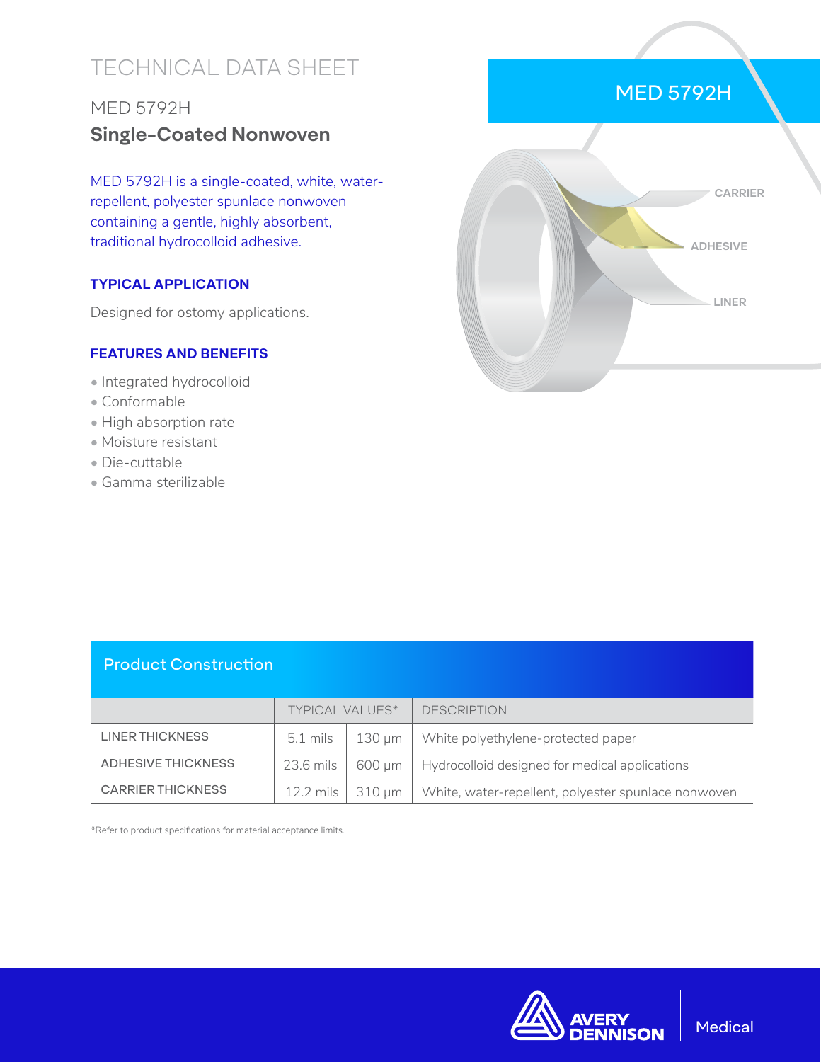# TECHNICAL DATA SHEET

## MED 5792H

## Single-Coated Nonwoven

MED 5792H is a single-coated, white, water-repellent, polyester spunlace nonwoven containing a gentle, highly absorbent, traditional hydrocolloid adhesive.

### TYPICAL APPLICATION

Designed for ostomy applications.

### FEATURES AND BENEFITS

- Integrated hydrocolloid
- Conformable
- High absorption rate
- Moisture resistant
- Die-cuttable
- Gamma sterilizable

MED 5792H

CARRIER

ADHESIVE

LINER

## Product Construction

| | TYPICAL VALUES* | | DESCRIPTION |
|---|---|---|---|
| LINER THICKNESS | 5.1 mils | 130 µm | White polyethylene-protected paper |
| ADHESIVE THICKNESS | 23.6 mils | 600 µm | Hydrocolloid designed for medical applications |
| CARRIER THICKNESS | 12.2 mils | 310 µm | White, water-repellent, polyester spunlace nonwoven |

*Refer to product specifications for material acceptance limits.

AVERY DENNISON | Medical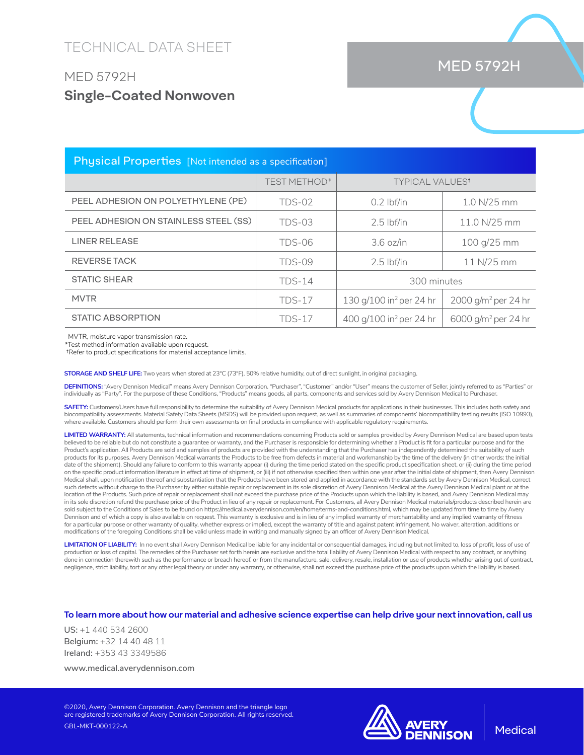# TECHNICAL DATA SHEET

## MED 5792H

## Single-Coated Nonwoven

MED 5792H

**Physical Properties** [Not intended as a specification]

| | TEST METHOD* | TYPICAL VALUES† | |
|---|---|---|---|
| PEEL ADHESION ON POLYETHYLENE (PE) | TDS-02 | 0.2 lbf/in | 1.0 N/25 mm |
| PEEL ADHESION ON STAINLESS STEEL (SS) | TDS-03 | 2.5 lbf/in | 11.0 N/25 mm |
| LINER RELEASE | TDS-06 | 3.6 oz/in | 100 g/25 mm |
| REVERSE TACK | TDS-09 | 2.5 lbf/in | 11 N/25 mm |
| STATIC SHEAR | TDS-14 | 300 minutes | |
| MVTR | TDS-17 | 130 g/100 $in^2$ per 24 hr | 2000 g/$m^2$ per 24 hr |
| STATIC ABSORPTION | TDS-17 | 400 g/100 $in^2$ per 24 hr | 6000 g/$m^2$ per 24 hr |

MVTR, moisture vapor transmission rate.
*Test method information available upon request.
†Refer to product specifications for material acceptance limits.

**STORAGE AND SHELF LIFE:** Two years when stored at 23°C (73°F), 50% relative humidity, out of direct sunlight, in original packaging.

**DEFINITIONS:** "Avery Dennison Medical" means Avery Dennison Corporation. "Purchaser", "Customer" and/or "User" means the customer of Seller, jointly referred to as "Parties" or individually as "Party". For the purpose of these Conditions, "Products" means goods, all parts, components and services sold by Avery Dennison Medical to Purchaser.

**SAFETY:** Customers/Users have full responsibility to determine the suitability of Avery Dennison Medical products for applications in their businesses. This includes both safety and biocompatibility assessments. Material Safety Data Sheets (MSDS) will be provided upon request, as well as summaries of components' biocompatibility testing results (ISO 10993), where available. Customers should perform their own assessments on final products in compliance with applicable regulatory requirements.

**LIMITED WARRANTY:** All statements, technical information and recommendations concerning Products sold or samples provided by Avery Dennison Medical are based upon tests believed to be reliable but do not constitute a guarantee or warranty, and the Purchaser is responsible for determining whether a Product is fit for a particular purpose and for the Product's application. All Products are sold and samples of products are provided with the understanding that the Purchaser has independently determined the suitability of such products for its purposes. Avery Dennison Medical warrants the Products to be free from defects in material and workmanship by the time of the delivery (in other words: the initial date of the shipment). Should any failure to conform to this warranty appear (i) during the time period stated on the specific product specification sheet, or (ii) during the time period on the specific product information literature in effect at time of shipment, or (iii) if not otherwise specified then within one year after the initial date of shipment, then Avery Dennison Medical shall, upon notification thereof and substantiation that the Products have been stored and applied in accordance with the standards set by Avery Dennison Medical, correct such defects without charge to the Purchaser by either suitable repair or replacement in its sole discretion of Avery Dennison Medical at the Avery Dennison Medical plant or at the location of the Products. Such price of repair or replacement shall not exceed the purchase price of the Products upon which the liability is based, and Avery Dennison Medical may in its sole discretion refund the purchase price of the Product in lieu of any repair or replacement. For Customers, all Avery Dennison Medical materials/products described herein are sold subject to the Conditions of Sales to be found on https://medical.averydennison.com/en/home/terms-and-conditions.html, which may be updated from time to time by Avery Dennison and of which a copy is also available on request. This warranty is exclusive and is in lieu of any implied warranty of merchantability and any implied warranty of fitness for a particular purpose or other warranty of quality, whether express or implied, except the warranty of title and against patent infringement. No waiver, alteration, additions or modifications of the foregoing Conditions shall be valid unless made in writing and manually signed by an officer of Avery Dennison Medical.

**LIMITATION OF LIABILITY:** In no event shall Avery Dennison Medical be liable for any incidental or consequential damages, including but not limited to, loss of profit, loss of use of production or loss of capital. The remedies of the Purchaser set forth herein are exclusive and the total liability of Avery Dennison Medical with respect to any contract, or anything done in connection therewith such as the performance or breach hereof, or from the manufacture, sale, delivery, resale, installation or use of products whether arising out of contract, negligence, strict liability, tort or any other legal theory or under any warranty, or otherwise, shall not exceed the purchase price of the products upon which the liability is based.

**To learn more about how our material and adhesive science expertise can help drive your next innovation, call us**

**US:** +1 440 534 2600
**Belgium:** +32 14 40 48 11
**Ireland:** +353 43 3349586

**www.medical.averydennison.com**

©2020, Avery Dennison Corporation. Avery Dennison and the triangle logo are registered trademarks of Avery Dennison Corporation. All rights reserved.

GBL-MKT-000122-A

AVERY DENNISON Medical